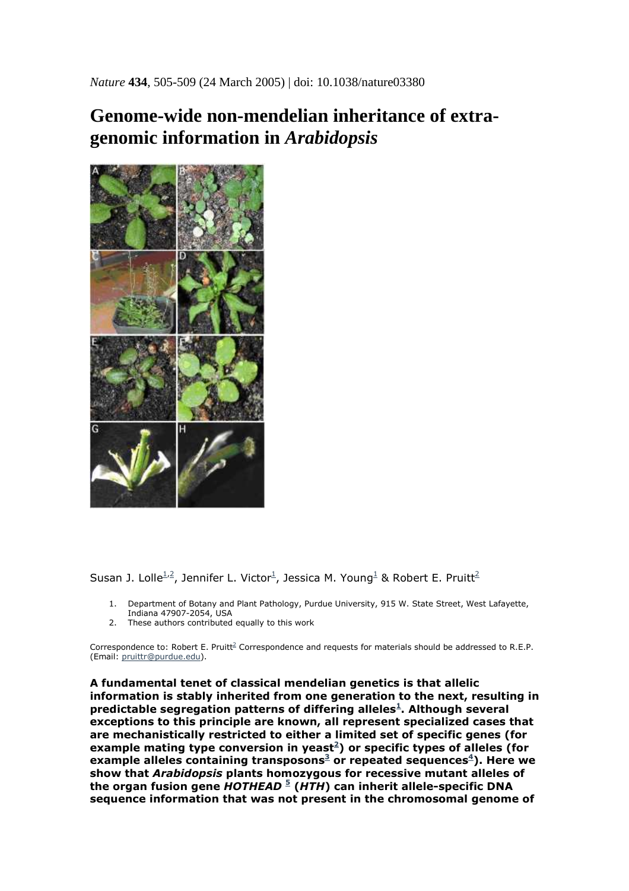*Nature* **434**, 505-509 (24 March 2005) | doi: 10.1038/nature03380

# Genome-wide non-mendelian inheritance of extra-genomic information in *Arabidopsis*

Susan J. Lolle[1,2], Jennifer L. Victor[1], Jessica M. Young[1] & Robert E. Pruitt[2]

1. Department of Botany and Plant Pathology, Purdue University, 915 W. State Street, West Lafayette, Indiana 47907-2054, USA
2. These authors contributed equally to this work

Correspondence to: Robert E. Pruitt[2] Correspondence and requests for materials should be addressed to R.E.P. (Email: pruittr@purdue.edu).

**A fundamental tenet of classical mendelian genetics is that allelic information is stably inherited from one generation to the next, resulting in predictable segregation patterns of differing alleles[1]. Although several exceptions to this principle are known, all represent specialized cases that are mechanistically restricted to either a limited set of specific genes (for example mating type conversion in yeast[2]) or specific types of alleles (for example alleles containing transposons[3] or repeated sequences[4]). Here we show that *Arabidopsis* plants homozygous for recessive mutant alleles of the organ fusion gene *HOTHEAD* [5] (*HTH*) can inherit allele-specific DNA sequence information that was not present in the chromosomal genome of**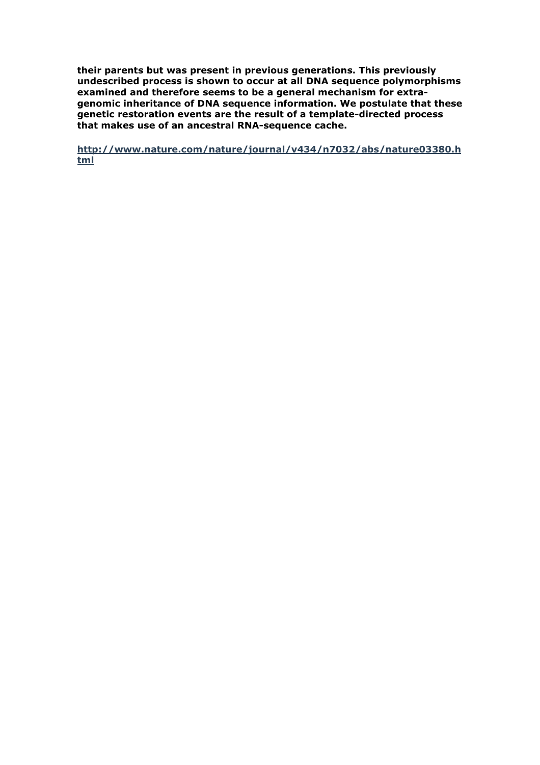**their parents but was present in previous generations. This previously undescribed process is shown to occur at all DNA sequence polymorphisms examined and therefore seems to be a general mechanism for extra-genomic inheritance of DNA sequence information. We postulate that these genetic restoration events are the result of a template-directed process that makes use of an ancestral RNA-sequence cache.**

**http://www.nature.com/nature/journal/v434/n7032/abs/nature03380.html**